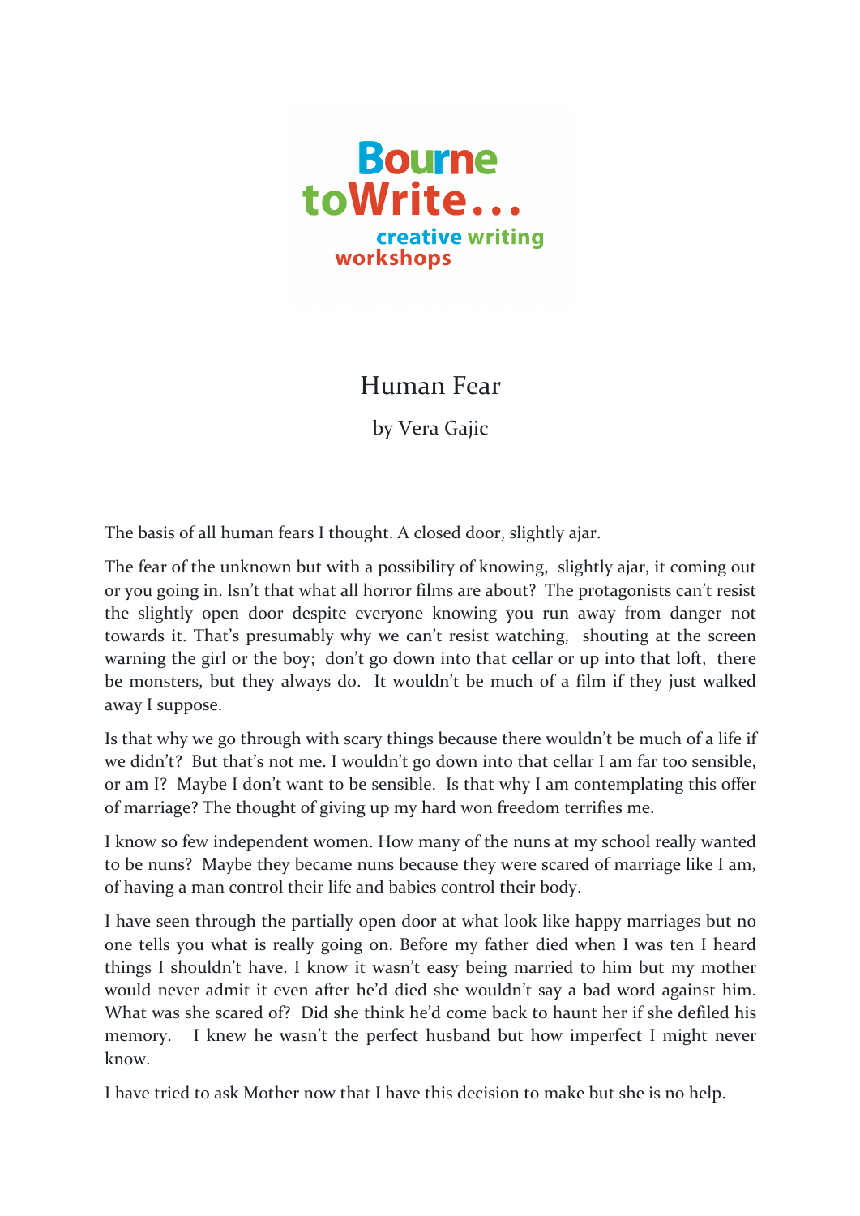Bourne toWrite... creative writing workshops

# Human Fear

by Vera Gajic

The basis of all human fears I thought. A closed door, slightly ajar.

The fear of the unknown but with a possibility of knowing, slightly ajar, it coming out or you going in. Isn't that what all horror films are about? The protagonists can't resist the slightly open door despite everyone knowing you run away from danger not towards it. That's presumably why we can't resist watching, shouting at the screen warning the girl or the boy; don't go down into that cellar or up into that loft, there be monsters, but they always do. It wouldn't be much of a film if they just walked away I suppose.

Is that why we go through with scary things because there wouldn't be much of a life if we didn't? But that's not me. I wouldn't go down into that cellar I am far too sensible, or am I? Maybe I don't want to be sensible. Is that why I am contemplating this offer of marriage? The thought of giving up my hard won freedom terrifies me.

I know so few independent women. How many of the nuns at my school really wanted to be nuns? Maybe they became nuns because they were scared of marriage like I am, of having a man control their life and babies control their body.

I have seen through the partially open door at what look like happy marriages but no one tells you what is really going on. Before my father died when I was ten I heard things I shouldn't have. I know it wasn't easy being married to him but my mother would never admit it even after he'd died she wouldn't say a bad word against him. What was she scared of? Did she think he'd come back to haunt her if she defiled his memory. I knew he wasn't the perfect husband but how imperfect I might never know.

I have tried to ask Mother now that I have this decision to make but she is no help.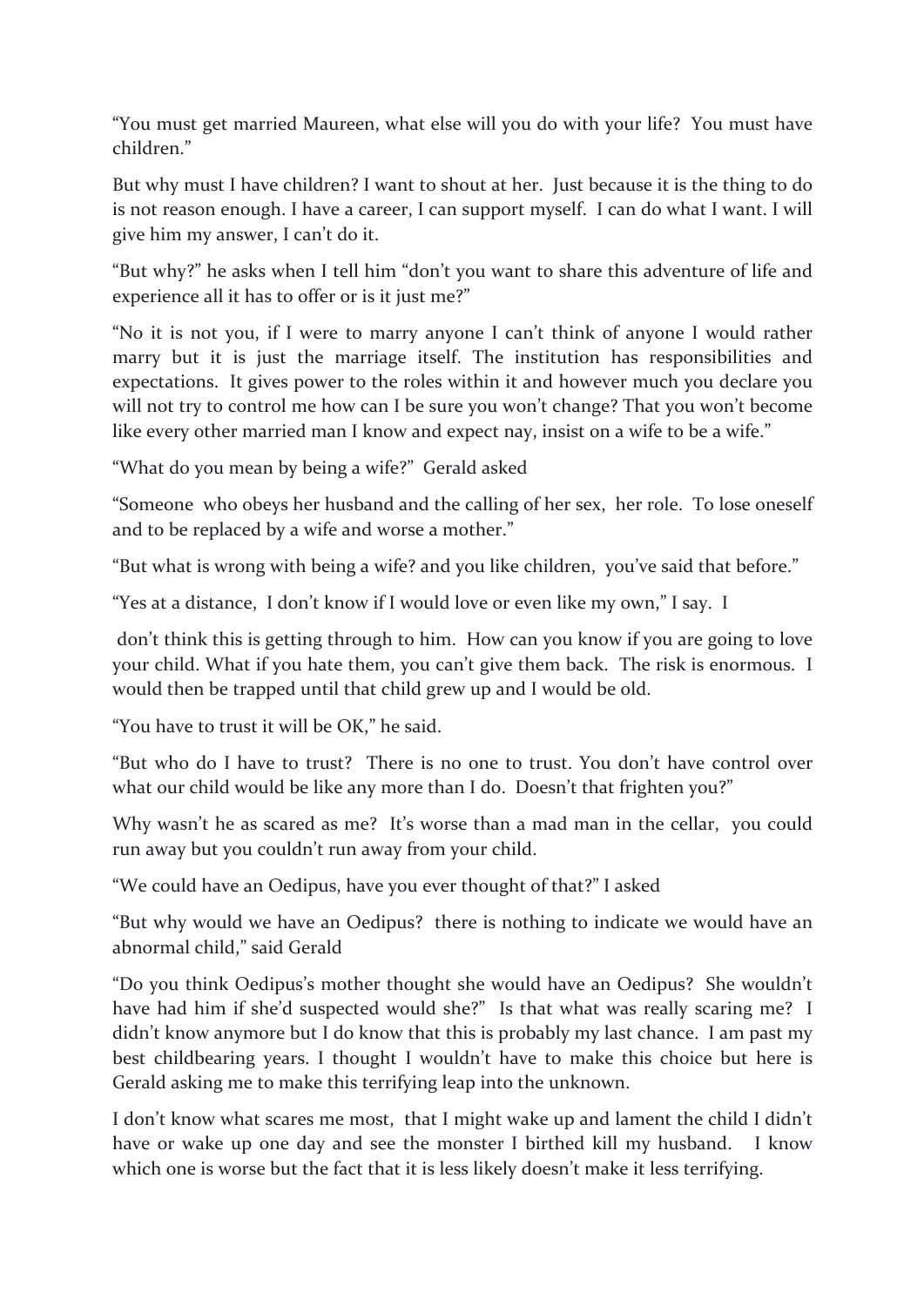"You must get married Maureen, what else will you do with your life? You must have children."

But why must I have children? I want to shout at her. Just because it is the thing to do is not reason enough. I have a career, I can support myself. I can do what I want. I will give him my answer, I can't do it.

"But why?" he asks when I tell him "don't you want to share this adventure of life and experience all it has to offer or is it just me?"

"No it is not you, if I were to marry anyone I can't think of anyone I would rather marry but it is just the marriage itself. The institution has responsibilities and expectations. It gives power to the roles within it and however much you declare you will not try to control me how can I be sure you won't change? That you won't become like every other married man I know and expect nay, insist on a wife to be a wife."

"What do you mean by being a wife?" Gerald asked

"Someone who obeys her husband and the calling of her sex, her role. To lose oneself and to be replaced by a wife and worse a mother."

"But what is wrong with being a wife? and you like children, you've said that before."

"Yes at a distance, I don't know if I would love or even like my own," I say. I

don't think this is getting through to him. How can you know if you are going to love your child. What if you hate them, you can't give them back. The risk is enormous. I would then be trapped until that child grew up and I would be old.

"You have to trust it will be OK," he said.

"But who do I have to trust? There is no one to trust. You don't have control over what our child would be like any more than I do. Doesn't that frighten you?"

Why wasn't he as scared as me? It's worse than a mad man in the cellar, you could run away but you couldn't run away from your child.

"We could have an Oedipus, have you ever thought of that?" I asked

"But why would we have an Oedipus? there is nothing to indicate we would have an abnormal child," said Gerald

"Do you think Oedipus's mother thought she would have an Oedipus? She wouldn't have had him if she'd suspected would she?" Is that what was really scaring me? I didn't know anymore but I do know that this is probably my last chance. I am past my best childbearing years. I thought I wouldn't have to make this choice but here is Gerald asking me to make this terrifying leap into the unknown.

I don't know what scares me most, that I might wake up and lament the child I didn't have or wake up one day and see the monster I birthed kill my husband. I know which one is worse but the fact that it is less likely doesn't make it less terrifying.